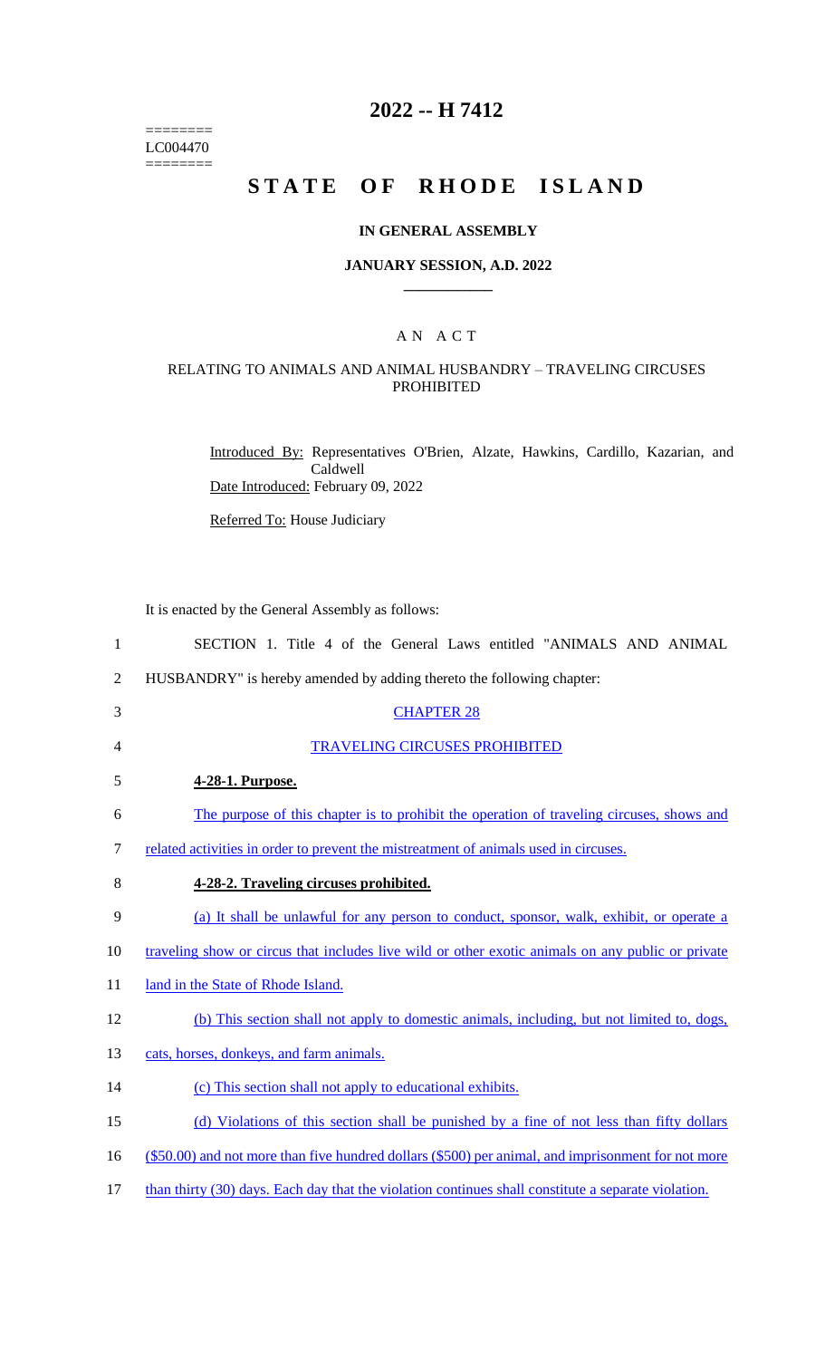========
LC004470
========

# 2022 -- H 7412

# STATE OF RHODE ISLAND

### IN GENERAL ASSEMBLY

### JANUARY SESSION, A.D. 2022

## A N A C T

### RELATING TO ANIMALS AND ANIMAL HUSBANDRY – TRAVELING CIRCUSES PROHIBITED

Introduced By: Representatives O'Brien, Alzate, Hawkins, Cardillo, Kazarian, and Caldwell

Date Introduced: February 09, 2022

Referred To: House Judiciary

It is enacted by the General Assembly as follows:

1 SECTION 1. Title 4 of the General Laws entitled "ANIMALS AND ANIMAL
2 HUSBANDRY" is hereby amended by adding thereto the following chapter:
3 CHAPTER 28
4 TRAVELING CIRCUSES PROHIBITED
5 **4-28-1. Purpose.**
6 The purpose of this chapter is to prohibit the operation of traveling circuses, shows and
7 related activities in order to prevent the mistreatment of animals used in circuses.
8 **4-28-2. Traveling circuses prohibited.**
9 (a) It shall be unlawful for any person to conduct, sponsor, walk, exhibit, or operate a
10 traveling show or circus that includes live wild or other exotic animals on any public or private
11 land in the State of Rhode Island.
12 (b) This section shall not apply to domestic animals, including, but not limited to, dogs,
13 cats, horses, donkeys, and farm animals.
14 (c) This section shall not apply to educational exhibits.
15 (d) Violations of this section shall be punished by a fine of not less than fifty dollars
16 ($50.00) and not more than five hundred dollars ($500) per animal, and imprisonment for not more
17 than thirty (30) days. Each day that the violation continues shall constitute a separate violation.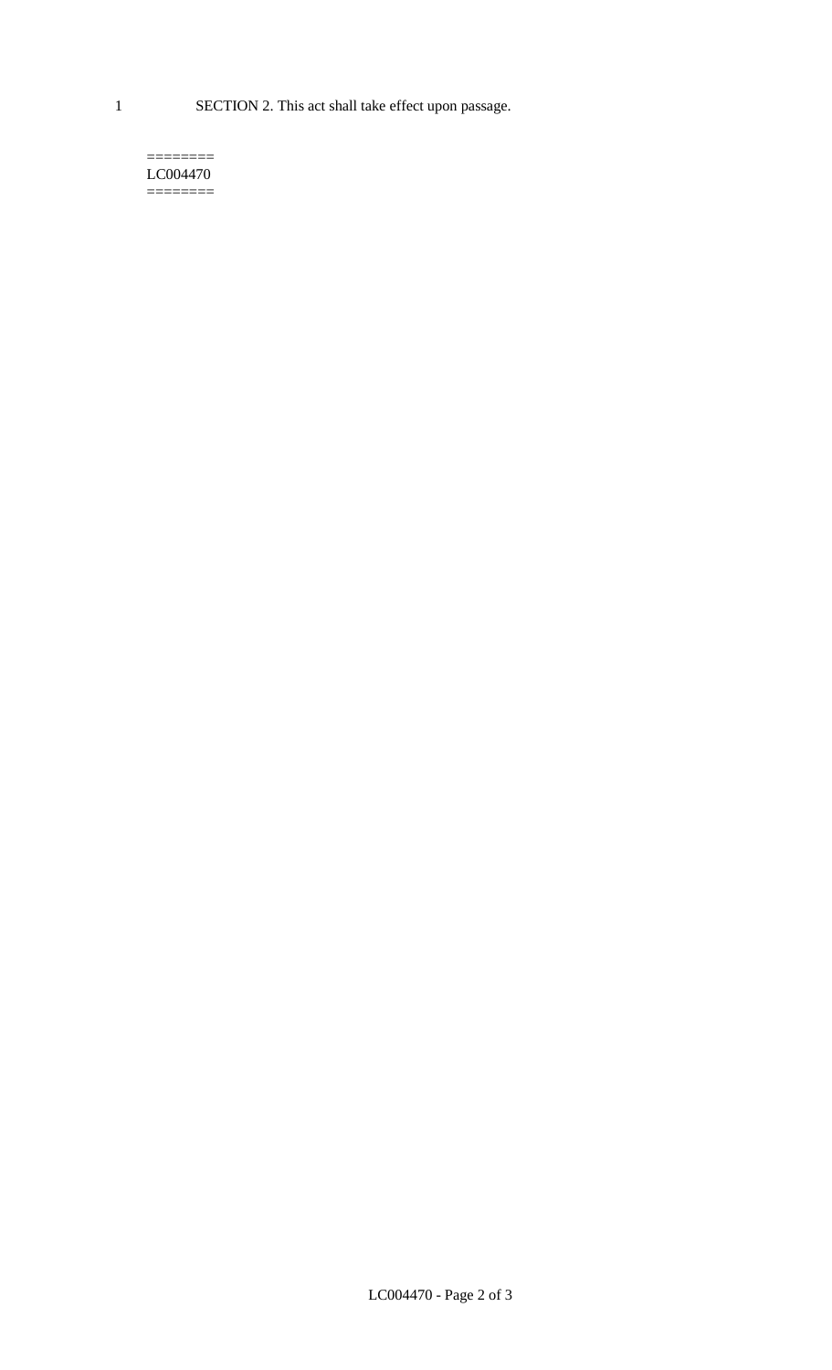1 SECTION 2. This act shall take effect upon passage.

========
LC004470
========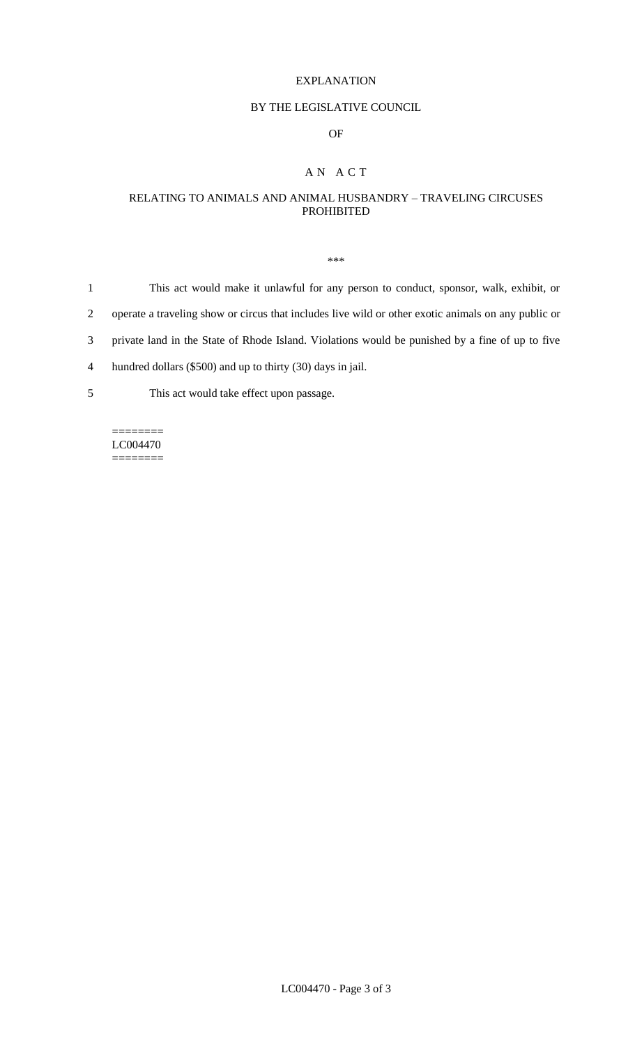EXPLANATION

BY THE LEGISLATIVE COUNCIL

OF

A N A C T

RELATING TO ANIMALS AND ANIMAL HUSBANDRY – TRAVELING CIRCUSES PROHIBITED

\*\*\*

This act would make it unlawful for any person to conduct, sponsor, walk, exhibit, or operate a traveling show or circus that includes live wild or other exotic animals on any public or private land in the State of Rhode Island. Violations would be punished by a fine of up to five hundred dollars ($500) and up to thirty (30) days in jail.

This act would take effect upon passage.

========
LC004470
========